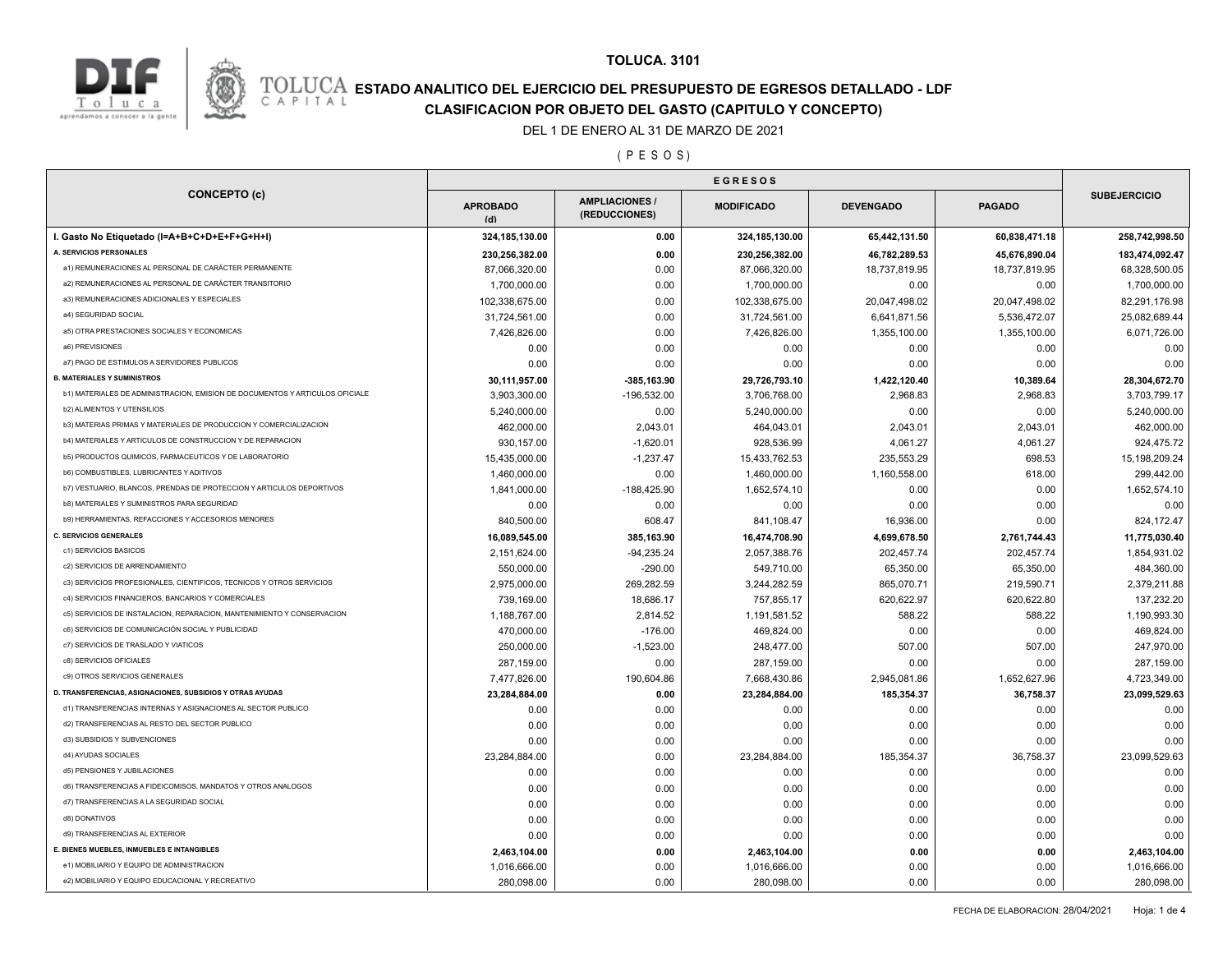# TOLUCA. 3101

## ESTADO ANALITICO DEL EJERCICIO DEL PRESUPUESTO DE EGRESOS DETALLADO - LDF

## CLASIFICACION POR OBJETO DEL GASTO (CAPITULO Y CONCEPTO)

DEL 1 DE ENERO AL 31 DE MARZO DE 2021

( P E S O S )

| CONCEPTO (c) | EGRESOS | | | | | SUBEJERCICIO |
|---|---|---|---|---|---|---|
| | APROBADO (d) | AMPLIACIONES / (REDUCCIONES) | MODIFICADO | DEVENGADO | PAGADO | |
| **I. Gasto No Etiquetado (I=A+B+C+D+E+F+G+H+I)** | **324,185,130.00** | **0.00** | **324,185,130.00** | **65,442,131.50** | **60,838,471.18** | **258,742,998.50** |
| **A. SERVICIOS PERSONALES** | **230,256,382.00** | **0.00** | **230,256,382.00** | **46,782,289.53** | **45,676,890.04** | **183,474,092.47** |
| a1) REMUNERACIONES AL PERSONAL DE CARÁCTER PERMANENTE | 87,066,320.00 | 0.00 | 87,066,320.00 | 18,737,819.95 | 18,737,819.95 | 68,328,500.05 |
| a2) REMUNERACIONES AL PERSONAL DE CARÁCTER TRANSITORIO | 1,700,000.00 | 0.00 | 1,700,000.00 | 0.00 | 0.00 | 1,700,000.00 |
| a3) REMUNERACIONES ADICIONALES Y ESPECIALES | 102,338,675.00 | 0.00 | 102,338,675.00 | 20,047,498.02 | 20,047,498.02 | 82,291,176.98 |
| a4) SEGURIDAD SOCIAL | 31,724,561.00 | 0.00 | 31,724,561.00 | 6,641,871.56 | 5,536,472.07 | 25,082,689.44 |
| a5) OTRA PRESTACIONES SOCIALES Y ECONOMICAS | 7,426,826.00 | 0.00 | 7,426,826.00 | 1,355,100.00 | 1,355,100.00 | 6,071,726.00 |
| a6) PREVISIONES | 0.00 | 0.00 | 0.00 | 0.00 | 0.00 | 0.00 |
| a7) PAGO DE ESTIMULOS A SERVIDORES PUBLICOS | 0.00 | 0.00 | 0.00 | 0.00 | 0.00 | 0.00 |
| **B. MATERIALES Y SUMINISTROS** | **30,111,957.00** | **-385,163.90** | **29,726,793.10** | **1,422,120.40** | **10,389.64** | **28,304,672.70** |
| b1) MATERIALES DE ADMINISTRACION, EMISION DE DOCUMENTOS Y ARTICULOS OFICIALE | 3,903,300.00 | -196,532.00 | 3,706,768.00 | 2,968.83 | 2,968.83 | 3,703,799.17 |
| b2) ALIMENTOS Y UTENSILIOS | 5,240,000.00 | 0.00 | 5,240,000.00 | 0.00 | 0.00 | 5,240,000.00 |
| b3) MATERIAS PRIMAS Y MATERIALES DE PRODUCCION Y COMERCIALIZACION | 462,000.00 | 2,043.01 | 464,043.01 | 2,043.01 | 2,043.01 | 462,000.00 |
| b4) MATERIALES Y ARTICULOS DE CONSTRUCCION Y DE REPARACION | 930,157.00 | -1,620.01 | 928,536.99 | 4,061.27 | 4,061.27 | 924,475.72 |
| b5) PRODUCTOS QUIMICOS, FARMACEUTICOS Y DE LABORATORIO | 15,435,000.00 | -1,237.47 | 15,433,762.53 | 235,553.29 | 698.53 | 15,198,209.24 |
| b6) COMBUSTIBLES, LUBRICANTES Y ADITIVOS | 1,460,000.00 | 0.00 | 1,460,000.00 | 1,160,558.00 | 618.00 | 299,442.00 |
| b7) VESTUARIO, BLANCOS, PRENDAS DE PROTECCION Y ARTICULOS DEPORTIVOS | 1,841,000.00 | -188,425.90 | 1,652,574.10 | 0.00 | 0.00 | 1,652,574.10 |
| b8) MATERIALES Y SUMINISTROS PARA SEGURIDAD | 0.00 | 0.00 | 0.00 | 0.00 | 0.00 | 0.00 |
| b9) HERRAMIENTAS, REFACCIONES Y ACCESORIOS MENORES | 840,500.00 | 608.47 | 841,108.47 | 16,936.00 | 0.00 | 824,172.47 |
| **C. SERVICIOS GENERALES** | **16,089,545.00** | **385,163.90** | **16,474,708.90** | **4,699,678.50** | **2,761,744.43** | **11,775,030.40** |
| c1) SERVICIOS BASICOS | 2,151,624.00 | -94,235.24 | 2,057,388.76 | 202,457.74 | 202,457.74 | 1,854,931.02 |
| c2) SERVICIOS DE ARRENDAMIENTO | 550,000.00 | -290.00 | 549,710.00 | 65,350.00 | 65,350.00 | 484,360.00 |
| c3) SERVICIOS PROFESIONALES, CIENTIFICOS, TECNICOS Y OTROS SERVICIOS | 2,975,000.00 | 269,282.59 | 3,244,282.59 | 865,070.71 | 219,590.71 | 2,379,211.88 |
| c4) SERVICIOS FINANCIEROS, BANCARIOS Y COMERCIALES | 739,169.00 | 18,686.17 | 757,855.17 | 620,622.97 | 620,622.80 | 137,232.20 |
| c5) SERVICIOS DE INSTALACION, REPARACION, MANTENIMIENTO Y CONSERVACION | 1,188,767.00 | 2,814.52 | 1,191,581.52 | 588.22 | 588.22 | 1,190,993.30 |
| c6) SERVICIOS DE COMUNICACIÓN SOCIAL Y PUBLICIDAD | 470,000.00 | -176.00 | 469,824.00 | 0.00 | 0.00 | 469,824.00 |
| c7) SERVICIOS DE TRASLADO Y VIATICOS | 250,000.00 | -1,523.00 | 248,477.00 | 507.00 | 507.00 | 247,970.00 |
| c8) SERVICIOS OFICIALES | 287,159.00 | 0.00 | 287,159.00 | 0.00 | 0.00 | 287,159.00 |
| c9) OTROS SERVICIOS GENERALES | 7,477,826.00 | 190,604.86 | 7,668,430.86 | 2,945,081.86 | 1,652,627.96 | 4,723,349.00 |
| **D. TRANSFERENCIAS, ASIGNACIONES, SUBSIDIOS Y OTRAS AYUDAS** | **23,284,884.00** | **0.00** | **23,284,884.00** | **185,354.37** | **36,758.37** | **23,099,529.63** |
| d1) TRANSFERENCIAS INTERNAS Y ASIGNACIONES AL SECTOR PUBLICO | 0.00 | 0.00 | 0.00 | 0.00 | 0.00 | 0.00 |
| d2) TRANSFERENCIAS AL RESTO DEL SECTOR PUBLICO | 0.00 | 0.00 | 0.00 | 0.00 | 0.00 | 0.00 |
| d3) SUBSIDIOS Y SUBVENCIONES | 0.00 | 0.00 | 0.00 | 0.00 | 0.00 | 0.00 |
| d4) AYUDAS SOCIALES | 23,284,884.00 | 0.00 | 23,284,884.00 | 185,354.37 | 36,758.37 | 23,099,529.63 |
| d5) PENSIONES Y JUBILACIONES | 0.00 | 0.00 | 0.00 | 0.00 | 0.00 | 0.00 |
| d6) TRANSFERENCIAS A FIDEICOMISOS, MANDATOS Y OTROS ANALOGOS | 0.00 | 0.00 | 0.00 | 0.00 | 0.00 | 0.00 |
| d7) TRANSFERENCIAS A LA SEGURIDAD SOCIAL | 0.00 | 0.00 | 0.00 | 0.00 | 0.00 | 0.00 |
| d8) DONATIVOS | 0.00 | 0.00 | 0.00 | 0.00 | 0.00 | 0.00 |
| d9) TRANSFERENCIAS AL EXTERIOR | 0.00 | 0.00 | 0.00 | 0.00 | 0.00 | 0.00 |
| **E. BIENES MUEBLES, INMUEBLES E INTANGIBLES** | **2,463,104.00** | **0.00** | **2,463,104.00** | **0.00** | **0.00** | **2,463,104.00** |
| e1) MOBILIARIO Y EQUIPO DE ADMINISTRACION | 1,016,666.00 | 0.00 | 1,016,666.00 | 0.00 | 0.00 | 1,016,666.00 |
| e2) MOBILIARIO Y EQUIPO EDUCACIONAL Y RECREATIVO | 280,098.00 | 0.00 | 280,098.00 | 0.00 | 0.00 | 280,098.00 |

FECHA DE ELABORACION: 28/04/2021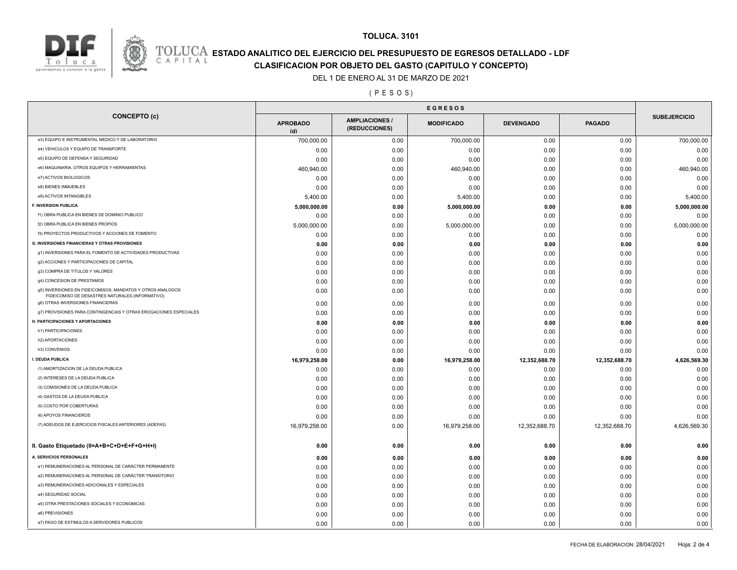**TOLUCA. 3101**

**ESTADO ANALITICO DEL EJERCICIO DEL PRESUPUESTO DE EGRESOS DETALLADO - LDF**

**CLASIFICACION POR OBJETO DEL GASTO (CAPITULO Y CONCEPTO)**

DEL 1 DE ENERO AL 31 DE MARZO DE 2021

( P E S O S )

| CONCEPTO (c) | EGRESOS | | | | | SUBEJERCICIO |
|---|---|---|---|---|---|---|
| | APROBADO (d) | AMPLIACIONES / (REDUCCIONES) | MODIFICADO | DEVENGADO | PAGADO | |
| e3) EQUIPO E INSTRUMENTAL MEDICO Y DE LABORATORIO | 700,000.00 | 0.00 | 700,000.00 | 0.00 | 0.00 | 700,000.00 |
| e4) VEHICULOS Y EQUIPO DE TRANSPORTE | 0.00 | 0.00 | 0.00 | 0.00 | 0.00 | 0.00 |
| e5) EQUIPO DE DEFENSA Y SEGURIDAD | 0.00 | 0.00 | 0.00 | 0.00 | 0.00 | 0.00 |
| e6) MAQUINARIA, OTROS EQUIPOS Y HERRAMIENTAS | 460,940.00 | 0.00 | 460,940.00 | 0.00 | 0.00 | 460,940.00 |
| e7) ACTIVOS BIOLOGICOS | 0.00 | 0.00 | 0.00 | 0.00 | 0.00 | 0.00 |
| e8) BIENES INMUEBLES | 0.00 | 0.00 | 0.00 | 0.00 | 0.00 | 0.00 |
| e9) ACTIVOS INTANGIBLES | 5,400.00 | 0.00 | 5,400.00 | 0.00 | 0.00 | 5,400.00 |
| **F. INVERSION PUBLICA** | **5,000,000.00** | **0.00** | **5,000,000.00** | **0.00** | **0.00** | **5,000,000.00** |
| f1) OBRA PUBLICA EN BIENES DE DOMINIO PUBLICO | 0.00 | 0.00 | 0.00 | 0.00 | 0.00 | 0.00 |
| f2) OBRA PUBLICA EN BIENES PROPIOS | 5,000,000.00 | 0.00 | 5,000,000.00 | 0.00 | 0.00 | 5,000,000.00 |
| f3) PROYECTOS PRODUCTIVOS Y ACCIONES DE FOMENTO | 0.00 | 0.00 | 0.00 | 0.00 | 0.00 | 0.00 |
| **G. INVERSIONES FINANCIERAS Y OTRAS PROVISIONES** | **0.00** | **0.00** | **0.00** | **0.00** | **0.00** | **0.00** |
| g1) INVERSIONES PARA EL FOMENTO DE ACTIVIDADES PRODUCTIVAS | 0.00 | 0.00 | 0.00 | 0.00 | 0.00 | 0.00 |
| g2) ACCIONES Y PARTICIPACIONES DE CAPITAL | 0.00 | 0.00 | 0.00 | 0.00 | 0.00 | 0.00 |
| g3) COMPRA DE TITULOS Y VALORES | 0.00 | 0.00 | 0.00 | 0.00 | 0.00 | 0.00 |
| g4) CONCESION DE PRESTAMOS | 0.00 | 0.00 | 0.00 | 0.00 | 0.00 | 0.00 |
| g5) INVERSIONES EN FIDEICOMISOS, MANDATOS Y OTROS ANALOGOS FIDEICOMISO DE DESASTRES NATURALES (INFORMATIVO) | 0.00 | 0.00 | 0.00 | 0.00 | 0.00 | 0.00 |
| g6) OTRAS INVERSIONES FINANCIERAS | 0.00 | 0.00 | 0.00 | 0.00 | 0.00 | 0.00 |
| g7) PROVISIONES PARA CONTINGENCIAS Y OTRAS EROGACIONES ESPECIALES | 0.00 | 0.00 | 0.00 | 0.00 | 0.00 | 0.00 |
| **H. PARTICIPACIONES Y APORTACIONES** | **0.00** | **0.00** | **0.00** | **0.00** | **0.00** | **0.00** |
| h1) PARTICIPACIONES | 0.00 | 0.00 | 0.00 | 0.00 | 0.00 | 0.00 |
| h2) APORTACIONES | 0.00 | 0.00 | 0.00 | 0.00 | 0.00 | 0.00 |
| h3) CONVENIOS | 0.00 | 0.00 | 0.00 | 0.00 | 0.00 | 0.00 |
| **I. DEUDA PUBLICA** | **16,979,258.00** | **0.00** | **16,979,258.00** | **12,352,688.70** | **12,352,688.70** | **4,626,569.30** |
| i1) AMORTIZACION DE LA DEUDA PUBLICA | 0.00 | 0.00 | 0.00 | 0.00 | 0.00 | 0.00 |
| i2) INTERESES DE LA DEUDA PUBLICA | 0.00 | 0.00 | 0.00 | 0.00 | 0.00 | 0.00 |
| i3) COMISIONES DE LA DEUDA PUBLICA | 0.00 | 0.00 | 0.00 | 0.00 | 0.00 | 0.00 |
| i4) GASTOS DE LA DEUDA PUBLICA | 0.00 | 0.00 | 0.00 | 0.00 | 0.00 | 0.00 |
| i5) COSTO POR COBERTURAS | 0.00 | 0.00 | 0.00 | 0.00 | 0.00 | 0.00 |
| i6) APOYOS FINANCIEROS | 0.00 | 0.00 | 0.00 | 0.00 | 0.00 | 0.00 |
| i7) ADEUDOS DE EJERCICIOS FISCALES ANTERIORES (ADEFAS) | 16,979,258.00 | 0.00 | 16,979,258.00 | 12,352,688.70 | 12,352,688.70 | 4,626,569.30 |
| **II. Gasto Etiquetado (II=A+B+C+D+E+F+G+H+I)** | **0.00** | **0.00** | **0.00** | **0.00** | **0.00** | **0.00** |
| **A. SERVICIOS PERSONALES** | **0.00** | **0.00** | **0.00** | **0.00** | **0.00** | **0.00** |
| a1) REMUNERACIONES AL PERSONAL DE CARÁCTER PERMANENTE | 0.00 | 0.00 | 0.00 | 0.00 | 0.00 | 0.00 |
| a2) REMUNERACIONES AL PERSONAL DE CARÁCTER TRANSITORIO | 0.00 | 0.00 | 0.00 | 0.00 | 0.00 | 0.00 |
| a3) REMUNERACIONES ADICIONALES Y ESPECIALES | 0.00 | 0.00 | 0.00 | 0.00 | 0.00 | 0.00 |
| a4) SEGURIDAD SOCIAL | 0.00 | 0.00 | 0.00 | 0.00 | 0.00 | 0.00 |
| a5) OTRA PRESTACIONES SOCIALES Y ECONOMICAS | 0.00 | 0.00 | 0.00 | 0.00 | 0.00 | 0.00 |
| a6) PREVISIONES | 0.00 | 0.00 | 0.00 | 0.00 | 0.00 | 0.00 |
| a7) PAGO DE ESTIMULOS A SERVIDORES PUBLICOS | 0.00 | 0.00 | 0.00 | 0.00 | 0.00 | 0.00 |

FECHA DE ELABORACION: 28/04/2021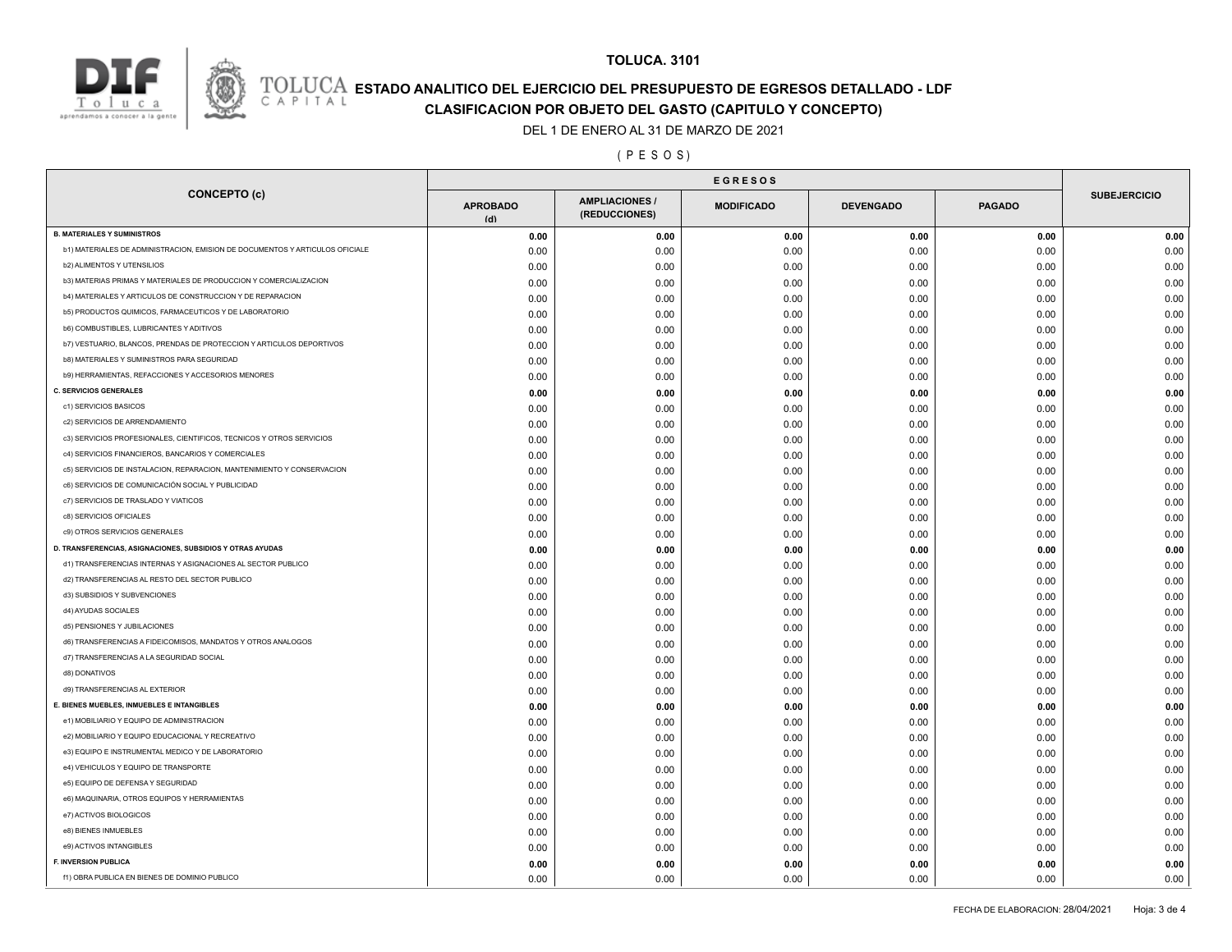# TOLUCA. 3101

## ESTADO ANALITICO DEL EJERCICIO DEL PRESUPUESTO DE EGRESOS DETALLADO - LDF

## CLASIFICACION POR OBJETO DEL GASTO (CAPITULO Y CONCEPTO)

DEL 1 DE ENERO AL 31 DE MARZO DE 2021

( P E S O S )

| CONCEPTO (c) | EGRESOS | | | | | SUBEJERCICIO |
|---|---|---|---|---|---|---|
| | APROBADO (d) | AMPLIACIONES / (REDUCCIONES) | MODIFICADO | DEVENGADO | PAGADO | |
| **B. MATERIALES Y SUMINISTROS** | **0.00** | **0.00** | **0.00** | **0.00** | **0.00** | **0.00** |
| b1) MATERIALES DE ADMINISTRACION, EMISION DE DOCUMENTOS Y ARTICULOS OFICIALE | 0.00 | 0.00 | 0.00 | 0.00 | 0.00 | 0.00 |
| b2) ALIMENTOS Y UTENSILIOS | 0.00 | 0.00 | 0.00 | 0.00 | 0.00 | 0.00 |
| b3) MATERIAS PRIMAS Y MATERIALES DE PRODUCCION Y COMERCIALIZACION | 0.00 | 0.00 | 0.00 | 0.00 | 0.00 | 0.00 |
| b4) MATERIALES Y ARTICULOS DE CONSTRUCCION Y DE REPARACION | 0.00 | 0.00 | 0.00 | 0.00 | 0.00 | 0.00 |
| b5) PRODUCTOS QUIMICOS, FARMACEUTICOS Y DE LABORATORIO | 0.00 | 0.00 | 0.00 | 0.00 | 0.00 | 0.00 |
| b6) COMBUSTIBLES, LUBRICANTES Y ADITIVOS | 0.00 | 0.00 | 0.00 | 0.00 | 0.00 | 0.00 |
| b7) VESTUARIO, BLANCOS, PRENDAS DE PROTECCION Y ARTICULOS DEPORTIVOS | 0.00 | 0.00 | 0.00 | 0.00 | 0.00 | 0.00 |
| b8) MATERIALES Y SUMINISTROS PARA SEGURIDAD | 0.00 | 0.00 | 0.00 | 0.00 | 0.00 | 0.00 |
| b9) HERRAMIENTAS, REFACCIONES Y ACCESORIOS MENORES | 0.00 | 0.00 | 0.00 | 0.00 | 0.00 | 0.00 |
| **C. SERVICIOS GENERALES** | **0.00** | **0.00** | **0.00** | **0.00** | **0.00** | **0.00** |
| c1) SERVICIOS BASICOS | 0.00 | 0.00 | 0.00 | 0.00 | 0.00 | 0.00 |
| c2) SERVICIOS DE ARRENDAMIENTO | 0.00 | 0.00 | 0.00 | 0.00 | 0.00 | 0.00 |
| c3) SERVICIOS PROFESIONALES, CIENTIFICOS, TECNICOS Y OTROS SERVICIOS | 0.00 | 0.00 | 0.00 | 0.00 | 0.00 | 0.00 |
| c4) SERVICIOS FINANCIEROS, BANCARIOS Y COMERCIALES | 0.00 | 0.00 | 0.00 | 0.00 | 0.00 | 0.00 |
| c5) SERVICIOS DE INSTALACION, REPARACION, MANTENIMIENTO Y CONSERVACION | 0.00 | 0.00 | 0.00 | 0.00 | 0.00 | 0.00 |
| c6) SERVICIOS DE COMUNICACIÓN SOCIAL Y PUBLICIDAD | 0.00 | 0.00 | 0.00 | 0.00 | 0.00 | 0.00 |
| c7) SERVICIOS DE TRASLADO Y VIATICOS | 0.00 | 0.00 | 0.00 | 0.00 | 0.00 | 0.00 |
| c8) SERVICIOS OFICIALES | 0.00 | 0.00 | 0.00 | 0.00 | 0.00 | 0.00 |
| c9) OTROS SERVICIOS GENERALES | 0.00 | 0.00 | 0.00 | 0.00 | 0.00 | 0.00 |
| **D. TRANSFERENCIAS, ASIGNACIONES, SUBSIDIOS Y OTRAS AYUDAS** | **0.00** | **0.00** | **0.00** | **0.00** | **0.00** | **0.00** |
| d1) TRANSFERENCIAS INTERNAS Y ASIGNACIONES AL SECTOR PUBLICO | 0.00 | 0.00 | 0.00 | 0.00 | 0.00 | 0.00 |
| d2) TRANSFERENCIAS AL RESTO DEL SECTOR PUBLICO | 0.00 | 0.00 | 0.00 | 0.00 | 0.00 | 0.00 |
| d3) SUBSIDIOS Y SUBVENCIONES | 0.00 | 0.00 | 0.00 | 0.00 | 0.00 | 0.00 |
| d4) AYUDAS SOCIALES | 0.00 | 0.00 | 0.00 | 0.00 | 0.00 | 0.00 |
| d5) PENSIONES Y JUBILACIONES | 0.00 | 0.00 | 0.00 | 0.00 | 0.00 | 0.00 |
| d6) TRANSFERENCIAS A FIDEICOMISOS, MANDATOS Y OTROS ANALOGOS | 0.00 | 0.00 | 0.00 | 0.00 | 0.00 | 0.00 |
| d7) TRANSFERENCIAS A LA SEGURIDAD SOCIAL | 0.00 | 0.00 | 0.00 | 0.00 | 0.00 | 0.00 |
| d8) DONATIVOS | 0.00 | 0.00 | 0.00 | 0.00 | 0.00 | 0.00 |
| d9) TRANSFERENCIAS AL EXTERIOR | 0.00 | 0.00 | 0.00 | 0.00 | 0.00 | 0.00 |
| **E. BIENES MUEBLES, INMUEBLES E INTANGIBLES** | **0.00** | **0.00** | **0.00** | **0.00** | **0.00** | **0.00** |
| e1) MOBILIARIO Y EQUIPO DE ADMINISTRACION | 0.00 | 0.00 | 0.00 | 0.00 | 0.00 | 0.00 |
| e2) MOBILIARIO Y EQUIPO EDUCACIONAL Y RECREATIVO | 0.00 | 0.00 | 0.00 | 0.00 | 0.00 | 0.00 |
| e3) EQUIPO E INSTRUMENTAL MEDICO Y DE LABORATORIO | 0.00 | 0.00 | 0.00 | 0.00 | 0.00 | 0.00 |
| e4) VEHICULOS Y EQUIPO DE TRANSPORTE | 0.00 | 0.00 | 0.00 | 0.00 | 0.00 | 0.00 |
| e5) EQUIPO DE DEFENSA Y SEGURIDAD | 0.00 | 0.00 | 0.00 | 0.00 | 0.00 | 0.00 |
| e6) MAQUINARIA, OTROS EQUIPOS Y HERRAMIENTAS | 0.00 | 0.00 | 0.00 | 0.00 | 0.00 | 0.00 |
| e7) ACTIVOS BIOLOGICOS | 0.00 | 0.00 | 0.00 | 0.00 | 0.00 | 0.00 |
| e8) BIENES INMUEBLES | 0.00 | 0.00 | 0.00 | 0.00 | 0.00 | 0.00 |
| e9) ACTIVOS INTANGIBLES | 0.00 | 0.00 | 0.00 | 0.00 | 0.00 | 0.00 |
| **F. INVERSION PUBLICA** | **0.00** | **0.00** | **0.00** | **0.00** | **0.00** | **0.00** |
| f1) OBRA PUBLICA EN BIENES DE DOMINIO PUBLICO | 0.00 | 0.00 | 0.00 | 0.00 | 0.00 | 0.00 |

FECHA DE ELABORACION: 28/04/2021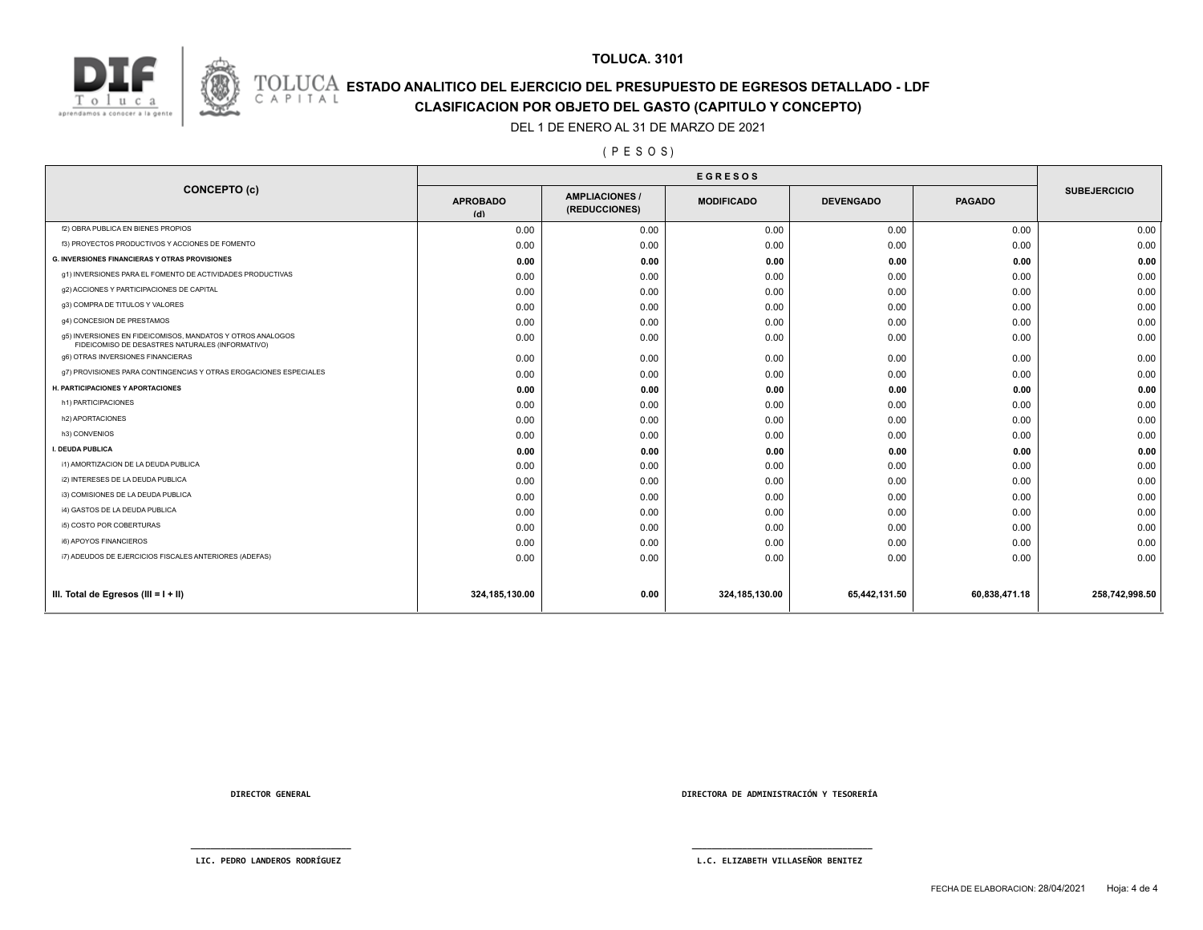# TOLUCA. 3101

## ESTADO ANALITICO DEL EJERCICIO DEL PRESUPUESTO DE EGRESOS DETALLADO - LDF

## CLASIFICACION POR OBJETO DEL GASTO (CAPITULO Y CONCEPTO)

DEL 1 DE ENERO AL 31 DE MARZO DE 2021

( P E S O S )

| CONCEPTO (c) | EGRESOS | | | | | SUBEJERCICIO |
|---|---|---|---|---|---|---|
| | APROBADO (d) | AMPLIACIONES / (REDUCCIONES) | MODIFICADO | DEVENGADO | PAGADO | |
| f2) OBRA PUBLICA EN BIENES PROPIOS | 0.00 | 0.00 | 0.00 | 0.00 | 0.00 | 0.00 |
| f3) PROYECTOS PRODUCTIVOS Y ACCIONES DE FOMENTO | 0.00 | 0.00 | 0.00 | 0.00 | 0.00 | 0.00 |
| **G. INVERSIONES FINANCIERAS Y OTRAS PROVISIONES** | **0.00** | **0.00** | **0.00** | **0.00** | **0.00** | **0.00** |
| g1) INVERSIONES PARA EL FOMENTO DE ACTIVIDADES PRODUCTIVAS | 0.00 | 0.00 | 0.00 | 0.00 | 0.00 | 0.00 |
| g2) ACCIONES Y PARTICIPACIONES DE CAPITAL | 0.00 | 0.00 | 0.00 | 0.00 | 0.00 | 0.00 |
| g3) COMPRA DE TITULOS Y VALORES | 0.00 | 0.00 | 0.00 | 0.00 | 0.00 | 0.00 |
| g4) CONCESION DE PRESTAMOS | 0.00 | 0.00 | 0.00 | 0.00 | 0.00 | 0.00 |
| g5) INVERSIONES EN FIDEICOMISOS, MANDATOS Y OTROS ANALOGOS FIDEICOMISO DE DESASTRES NATURALES (INFORMATIVO) | 0.00 | 0.00 | 0.00 | 0.00 | 0.00 | 0.00 |
| g6) OTRAS INVERSIONES FINANCIERAS | 0.00 | 0.00 | 0.00 | 0.00 | 0.00 | 0.00 |
| g7) PROVISIONES PARA CONTINGENCIAS Y OTRAS EROGACIONES ESPECIALES | 0.00 | 0.00 | 0.00 | 0.00 | 0.00 | 0.00 |
| **H. PARTICIPACIONES Y APORTACIONES** | **0.00** | **0.00** | **0.00** | **0.00** | **0.00** | **0.00** |
| h1) PARTICIPACIONES | 0.00 | 0.00 | 0.00 | 0.00 | 0.00 | 0.00 |
| h2) APORTACIONES | 0.00 | 0.00 | 0.00 | 0.00 | 0.00 | 0.00 |
| h3) CONVENIOS | 0.00 | 0.00 | 0.00 | 0.00 | 0.00 | 0.00 |
| **I. DEUDA PUBLICA** | **0.00** | **0.00** | **0.00** | **0.00** | **0.00** | **0.00** |
| i1) AMORTIZACION DE LA DEUDA PUBLICA | 0.00 | 0.00 | 0.00 | 0.00 | 0.00 | 0.00 |
| i2) INTERESES DE LA DEUDA PUBLICA | 0.00 | 0.00 | 0.00 | 0.00 | 0.00 | 0.00 |
| i3) COMISIONES DE LA DEUDA PUBLICA | 0.00 | 0.00 | 0.00 | 0.00 | 0.00 | 0.00 |
| i4) GASTOS DE LA DEUDA PUBLICA | 0.00 | 0.00 | 0.00 | 0.00 | 0.00 | 0.00 |
| i5) COSTO POR COBERTURAS | 0.00 | 0.00 | 0.00 | 0.00 | 0.00 | 0.00 |
| i6) APOYOS FINANCIEROS | 0.00 | 0.00 | 0.00 | 0.00 | 0.00 | 0.00 |
| i7) ADEUDOS DE EJERCICIOS FISCALES ANTERIORES (ADEFAS) | 0.00 | 0.00 | 0.00 | 0.00 | 0.00 | 0.00 |
| **III. Total de Egresos (III = I + II)** | **324,185,130.00** | **0.00** | **324,185,130.00** | **65,442,131.50** | **60,838,471.18** | **258,742,998.50** |

DIRECTOR GENERAL

LIC. PEDRO LANDEROS RODRÍGUEZ

DIRECTORA DE ADMINISTRACIÓN Y TESORERÍA

L.C. ELIZABETH VILLASEÑOR BENITEZ

FECHA DE ELABORACION: 28/04/2021